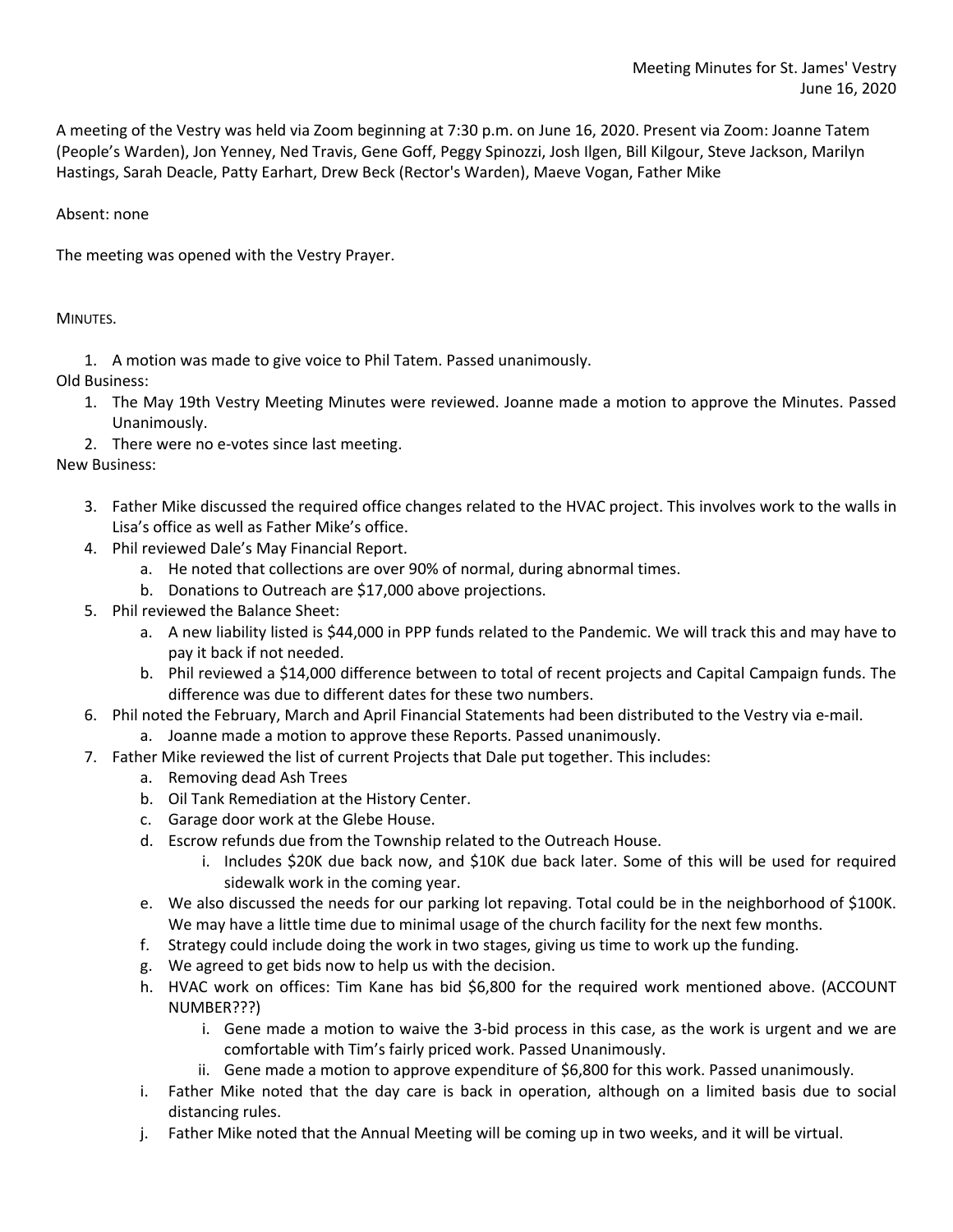Meeting Minutes for St. James' Vestry
June 16, 2020

A meeting of the Vestry was held via Zoom beginning at 7:30 p.m. on June 16, 2020. Present via Zoom: Joanne Tatem (People's Warden), Jon Yenney, Ned Travis, Gene Goff, Peggy Spinozzi, Josh Ilgen, Bill Kilgour, Steve Jackson, Marilyn Hastings, Sarah Deacle, Patty Earhart, Drew Beck (Rector's Warden), Maeve Vogan, Father Mike

Absent: none

The meeting was opened with the Vestry Prayer.

MINUTES.

1. A motion was made to give voice to Phil Tatem. Passed unanimously.

Old Business:

1. The May 19th Vestry Meeting Minutes were reviewed. Joanne made a motion to approve the Minutes. Passed Unanimously.
2. There were no e-votes since last meeting.

New Business:

3. Father Mike discussed the required office changes related to the HVAC project. This involves work to the walls in Lisa's office as well as Father Mike's office.
4. Phil reviewed Dale's May Financial Report.
    a. He noted that collections are over 90% of normal, during abnormal times.
    b. Donations to Outreach are $17,000 above projections.
5. Phil reviewed the Balance Sheet:
    a. A new liability listed is $44,000 in PPP funds related to the Pandemic. We will track this and may have to pay it back if not needed.
    b. Phil reviewed a $14,000 difference between to total of recent projects and Capital Campaign funds. The difference was due to different dates for these two numbers.
6. Phil noted the February, March and April Financial Statements had been distributed to the Vestry via e-mail.
    a. Joanne made a motion to approve these Reports. Passed unanimously.
7. Father Mike reviewed the list of current Projects that Dale put together. This includes:
    a. Removing dead Ash Trees
    b. Oil Tank Remediation at the History Center.
    c. Garage door work at the Glebe House.
    d. Escrow refunds due from the Township related to the Outreach House.
        i. Includes $20K due back now, and $10K due back later. Some of this will be used for required sidewalk work in the coming year.
    e. We also discussed the needs for our parking lot repaving. Total could be in the neighborhood of $100K. We may have a little time due to minimal usage of the church facility for the next few months.
    f. Strategy could include doing the work in two stages, giving us time to work up the funding.
    g. We agreed to get bids now to help us with the decision.
    h. HVAC work on offices: Tim Kane has bid $6,800 for the required work mentioned above. (ACCOUNT NUMBER???)
        i. Gene made a motion to waive the 3-bid process in this case, as the work is urgent and we are comfortable with Tim's fairly priced work. Passed Unanimously.
        ii. Gene made a motion to approve expenditure of $6,800 for this work. Passed unanimously.
    i. Father Mike noted that the day care is back in operation, although on a limited basis due to social distancing rules.
    j. Father Mike noted that the Annual Meeting will be coming up in two weeks, and it will be virtual.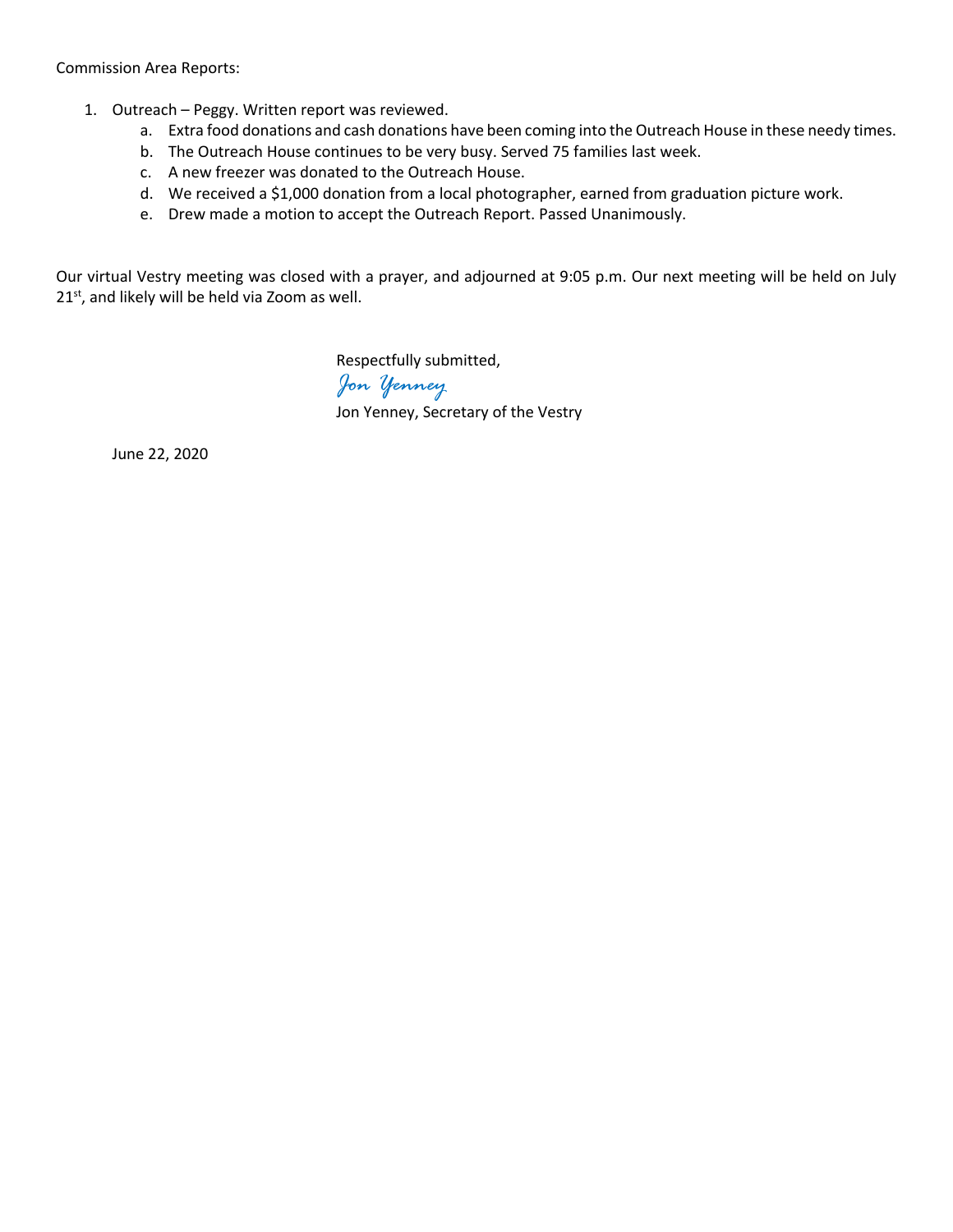Commission Area Reports:

1. Outreach – Peggy. Written report was reviewed.
   a. Extra food donations and cash donations have been coming into the Outreach House in these needy times.
   b. The Outreach House continues to be very busy. Served 75 families last week.
   c. A new freezer was donated to the Outreach House.
   d. We received a $1,000 donation from a local photographer, earned from graduation picture work.
   e. Drew made a motion to accept the Outreach Report. Passed Unanimously.

Our virtual Vestry meeting was closed with a prayer, and adjourned at 9:05 p.m. Our next meeting will be held on July 21st, and likely will be held via Zoom as well.

Respectfully submitted,

*Jon Yenney*

Jon Yenney, Secretary of the Vestry

June 22, 2020